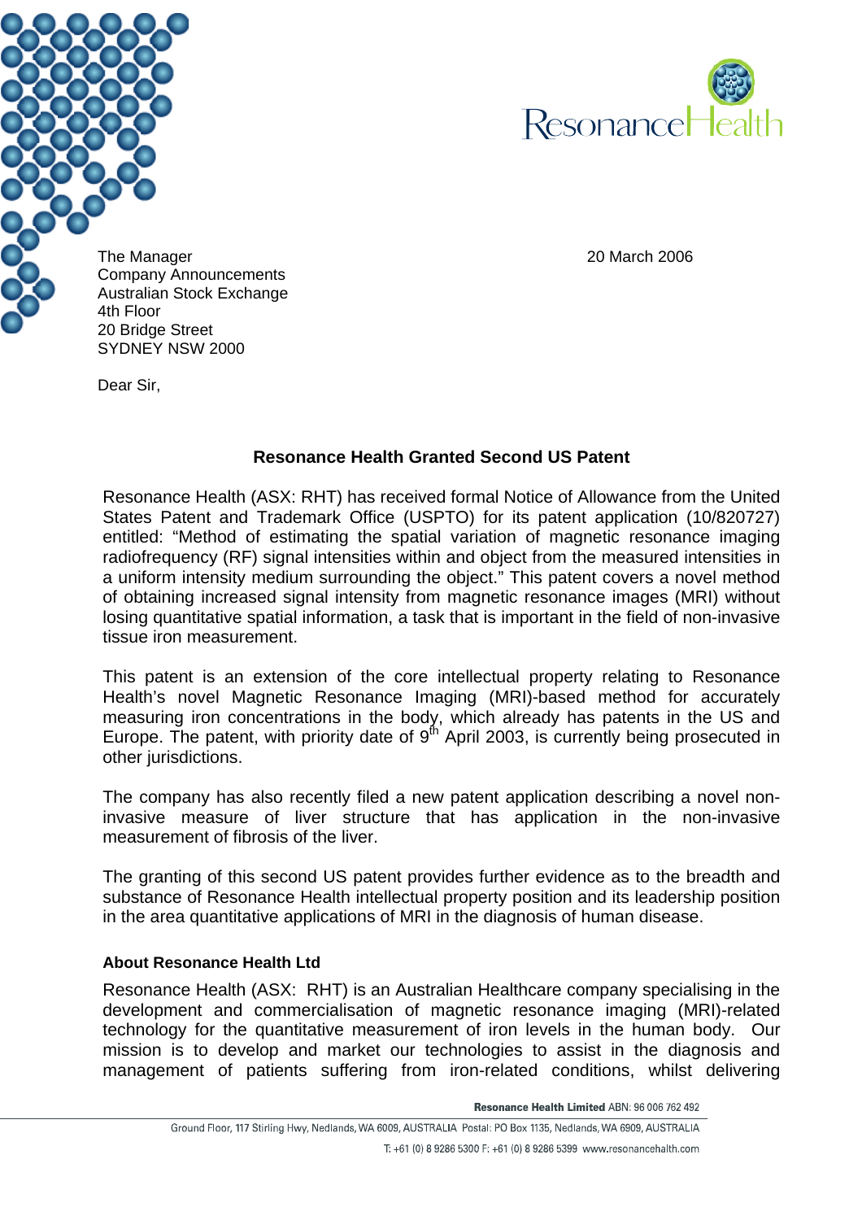The Manager
Company Announcements
Australian Stock Exchange
4th Floor
20 Bridge Street
SYDNEY NSW 2000

20 March 2006

Dear Sir,

## Resonance Health Granted Second US Patent

Resonance Health (ASX: RHT) has received formal Notice of Allowance from the United States Patent and Trademark Office (USPTO) for its patent application (10/820727) entitled: "Method of estimating the spatial variation of magnetic resonance imaging radiofrequency (RF) signal intensities within and object from the measured intensities in a uniform intensity medium surrounding the object." This patent covers a novel method of obtaining increased signal intensity from magnetic resonance images (MRI) without losing quantitative spatial information, a task that is important in the field of non-invasive tissue iron measurement.

This patent is an extension of the core intellectual property relating to Resonance Health's novel Magnetic Resonance Imaging (MRI)-based method for accurately measuring iron concentrations in the body, which already has patents in the US and Europe. The patent, with priority date of 9th April 2003, is currently being prosecuted in other jurisdictions.

The company has also recently filed a new patent application describing a novel non-invasive measure of liver structure that has application in the non-invasive measurement of fibrosis of the liver.

The granting of this second US patent provides further evidence as to the breadth and substance of Resonance Health intellectual property position and its leadership position in the area quantitative applications of MRI in the diagnosis of human disease.

### About Resonance Health Ltd

Resonance Health (ASX: RHT) is an Australian Healthcare company specialising in the development and commercialisation of magnetic resonance imaging (MRI)-related technology for the quantitative measurement of iron levels in the human body. Our mission is to develop and market our technologies to assist in the diagnosis and management of patients suffering from iron-related conditions, whilst delivering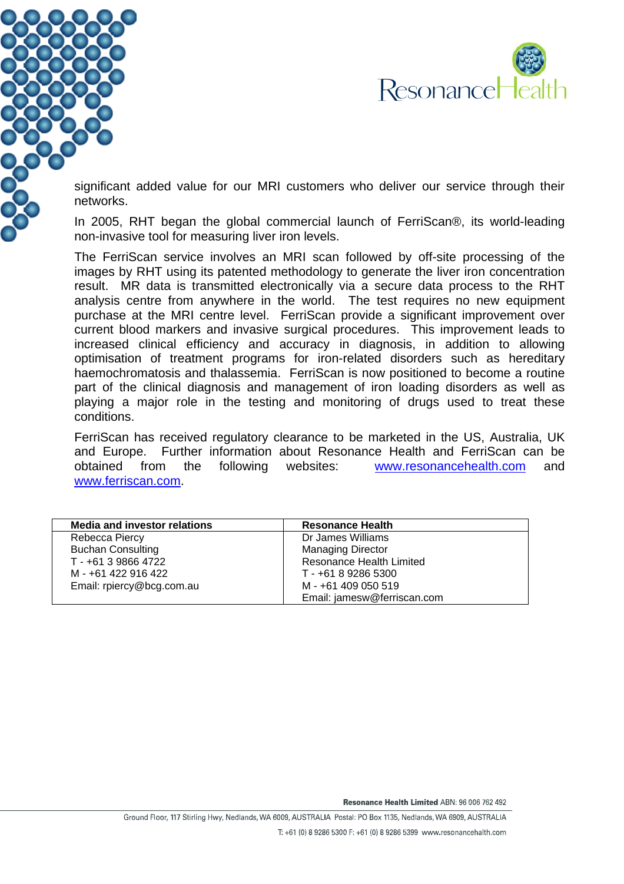significant added value for our MRI customers who deliver our service through their networks.

In 2005, RHT began the global commercial launch of FerriScan®, its world-leading non-invasive tool for measuring liver iron levels.

The FerriScan service involves an MRI scan followed by off-site processing of the images by RHT using its patented methodology to generate the liver iron concentration result. MR data is transmitted electronically via a secure data process to the RHT analysis centre from anywhere in the world. The test requires no new equipment purchase at the MRI centre level. FerriScan provide a significant improvement over current blood markers and invasive surgical procedures. This improvement leads to increased clinical efficiency and accuracy in diagnosis, in addition to allowing optimisation of treatment programs for iron-related disorders such as hereditary haemochromatosis and thalassemia. FerriScan is now positioned to become a routine part of the clinical diagnosis and management of iron loading disorders as well as playing a major role in the testing and monitoring of drugs used to treat these conditions.

FerriScan has received regulatory clearance to be marketed in the US, Australia, UK and Europe. Further information about Resonance Health and FerriScan can be obtained from the following websites: www.resonancehealth.com and www.ferriscan.com.

| **Media and investor relations** | **Resonance Health** |
|---|---|
| Rebecca Piercy<br>Buchan Consulting<br>T - +61 3 9866 4722<br>M - +61 422 916 422<br>Email: rpiercy@bcg.com.au | Dr James Williams<br>Managing Director<br>Resonance Health Limited<br>T - +61 8 9286 5300<br>M - +61 409 050 519<br>Email: jamesw@ferriscan.com |

**Resonance Health Limited** ABN: 96 006 762 492
Ground Floor, 117 Stirling Hwy, Nedlands, WA 6009, AUSTRALIA Postal: PO Box 1135, Nedlands, WA 6909, AUSTRALIA
T: +61 (0) 8 9286 5300 F: +61 (0) 8 9286 5399 www.resonancehealth.com